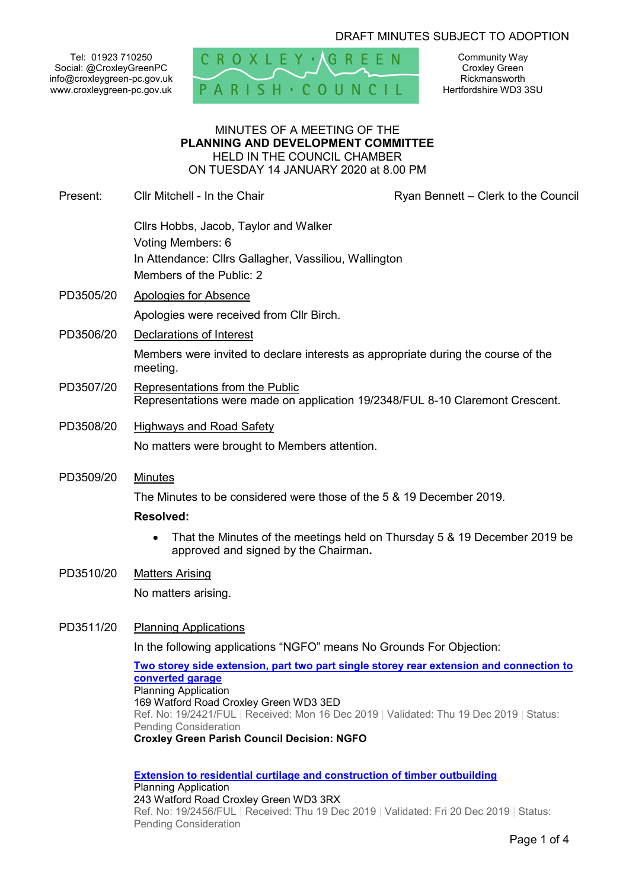DRAFT MINUTES SUBJECT TO ADOPTION

Tel: 01923 710250
Social: @CroxleyGreenPC
info@croxleygreen-pc.gov.uk
www.croxleygreen-pc.gov.uk

CROXLEY GREEN PARISH COUNCIL

Community Way
Croxley Green
Rickmansworth
Hertfordshire WD3 3SU

MINUTES OF A MEETING OF THE
**PLANNING AND DEVELOPMENT COMMITTEE**
HELD IN THE COUNCIL CHAMBER
ON TUESDAY 14 JANUARY 2020 at 8.00 PM

Present: Cllr Mitchell - In the Chair — Ryan Bennett – Clerk to the Council

Cllrs Hobbs, Jacob, Taylor and Walker
Voting Members: 6
In Attendance: Cllrs Gallagher, Vassiliou, Wallington
Members of the Public: 2

PD3505/20 Apologies for Absence

Apologies were received from Cllr Birch.

PD3506/20 Declarations of Interest

Members were invited to declare interests as appropriate during the course of the meeting.

PD3507/20 Representations from the Public

Representations were made on application 19/2348/FUL 8-10 Claremont Crescent.

PD3508/20 Highways and Road Safety

No matters were brought to Members attention.

PD3509/20 Minutes

The Minutes to be considered were those of the 5 & 19 December 2019.

**Resolved:**

- That the Minutes of the meetings held on Thursday 5 & 19 December 2019 be approved and signed by the Chairman**.**

PD3510/20 Matters Arising

No matters arising.

PD3511/20 Planning Applications

In the following applications "NGFO" means No Grounds For Objection:

**Two storey side extension, part two part single storey rear extension and connection to converted garage**
Planning Application
169 Watford Road Croxley Green WD3 3ED
Ref. No: 19/2421/FUL | Received: Mon 16 Dec 2019 | Validated: Thu 19 Dec 2019 | Status: Pending Consideration
**Croxley Green Parish Council Decision: NGFO**

**Extension to residential curtilage and construction of timber outbuilding**
Planning Application
243 Watford Road Croxley Green WD3 3RX
Ref. No: 19/2456/FUL | Received: Thu 19 Dec 2019 | Validated: Fri 20 Dec 2019 | Status: Pending Consideration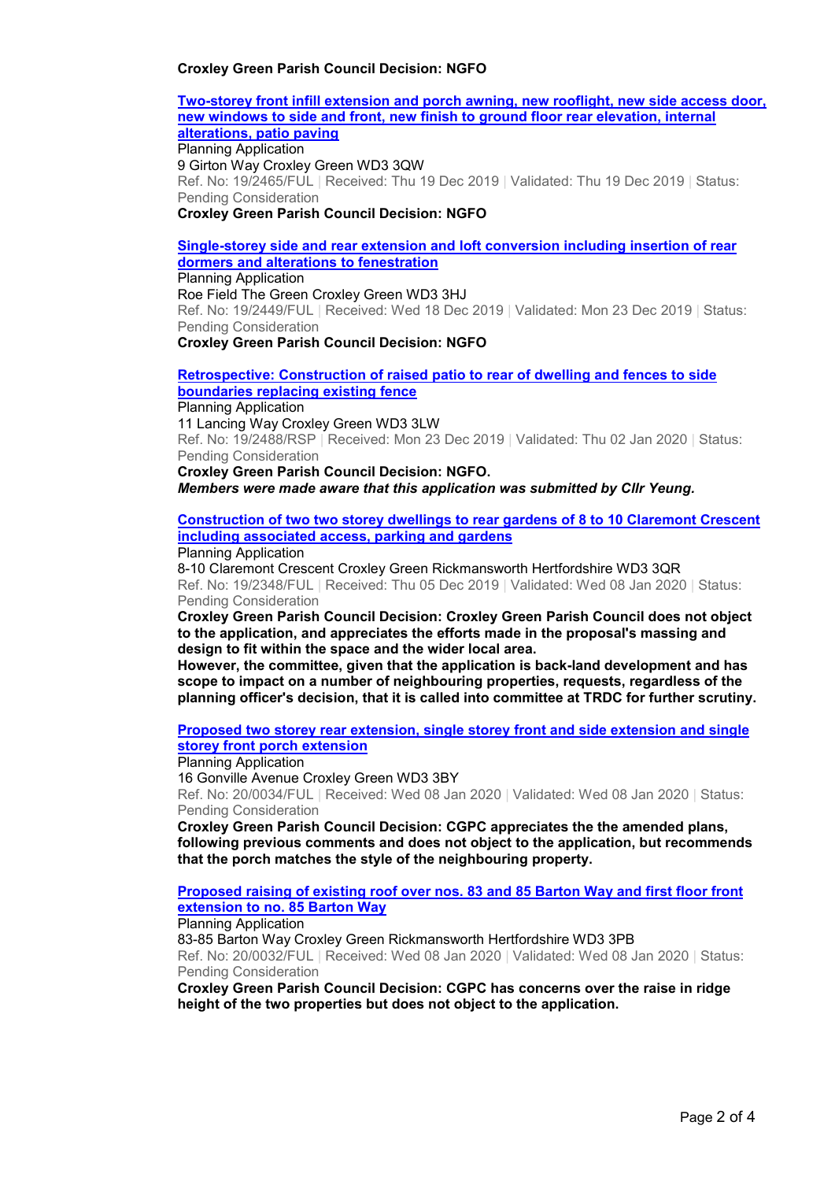**Croxley Green Parish Council Decision: NGFO**

**Two-storey front infill extension and porch awning, new rooflight, new side access door, new windows to side and front, new finish to ground floor rear elevation, internal alterations, patio paving**

Planning Application
9 Girton Way Croxley Green WD3 3QW
Ref. No: 19/2465/FUL | Received: Thu 19 Dec 2019 | Validated: Thu 19 Dec 2019 | Status: Pending Consideration

**Croxley Green Parish Council Decision: NGFO**

**Single-storey side and rear extension and loft conversion including insertion of rear dormers and alterations to fenestration**

Planning Application
Roe Field The Green Croxley Green WD3 3HJ
Ref. No: 19/2449/FUL | Received: Wed 18 Dec 2019 | Validated: Mon 23 Dec 2019 | Status: Pending Consideration

**Croxley Green Parish Council Decision: NGFO**

**Retrospective: Construction of raised patio to rear of dwelling and fences to side boundaries replacing existing fence**

Planning Application
11 Lancing Way Croxley Green WD3 3LW
Ref. No: 19/2488/RSP | Received: Mon 23 Dec 2019 | Validated: Thu 02 Jan 2020 | Status: Pending Consideration

**Croxley Green Parish Council Decision: NGFO.**
***Members were made aware that this application was submitted by Cllr Yeung.***

**Construction of two two storey dwellings to rear gardens of 8 to 10 Claremont Crescent including associated access, parking and gardens**

Planning Application
8-10 Claremont Crescent Croxley Green Rickmansworth Hertfordshire WD3 3QR
Ref. No: 19/2348/FUL | Received: Thu 05 Dec 2019 | Validated: Wed 08 Jan 2020 | Status: Pending Consideration

**Croxley Green Parish Council Decision: Croxley Green Parish Council does not object to the application, and appreciates the efforts made in the proposal's massing and design to fit within the space and the wider local area.**
**However, the committee, given that the application is back-land development and has scope to impact on a number of neighbouring properties, requests, regardless of the planning officer's decision, that it is called into committee at TRDC for further scrutiny.**

**Proposed two storey rear extension, single storey front and side extension and single storey front porch extension**

Planning Application
16 Gonville Avenue Croxley Green WD3 3BY
Ref. No: 20/0034/FUL | Received: Wed 08 Jan 2020 | Validated: Wed 08 Jan 2020 | Status: Pending Consideration

**Croxley Green Parish Council Decision: CGPC appreciates the the amended plans, following previous comments and does not object to the application, but recommends that the porch matches the style of the neighbouring property.**

**Proposed raising of existing roof over nos. 83 and 85 Barton Way and first floor front extension to no. 85 Barton Way**

Planning Application
83-85 Barton Way Croxley Green Rickmansworth Hertfordshire WD3 3PB
Ref. No: 20/0032/FUL | Received: Wed 08 Jan 2020 | Validated: Wed 08 Jan 2020 | Status: Pending Consideration

**Croxley Green Parish Council Decision: CGPC has concerns over the raise in ridge height of the two properties but does not object to the application.**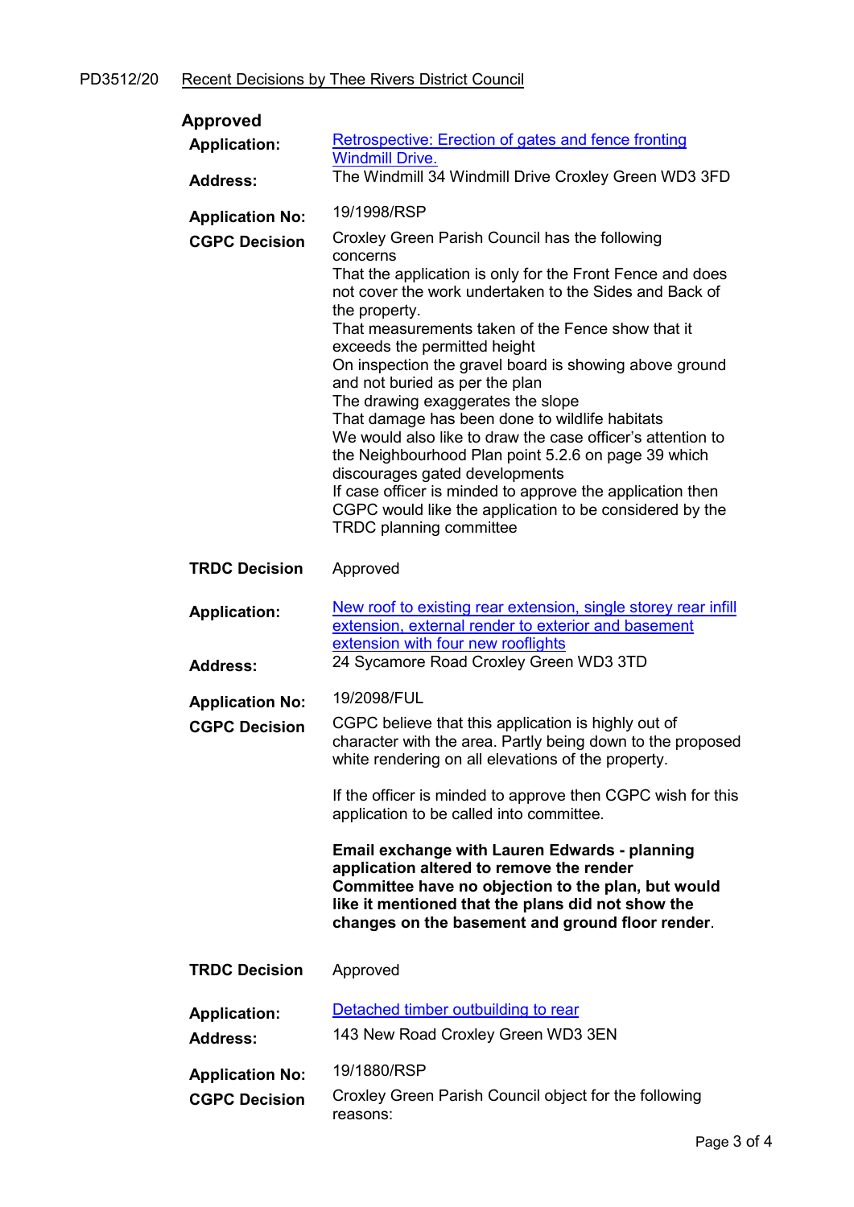PD3512/20 Recent Decisions by Thee Rivers District Council

**Approved**

**Application:** Retrospective: Erection of gates and fence fronting Windmill Drive.

**Address:** The Windmill 34 Windmill Drive Croxley Green WD3 3FD

**Application No:** 19/1998/RSP

**CGPC Decision** Croxley Green Parish Council has the following concerns
That the application is only for the Front Fence and does not cover the work undertaken to the Sides and Back of the property.
That measurements taken of the Fence show that it exceeds the permitted height
On inspection the gravel board is showing above ground and not buried as per the plan
The drawing exaggerates the slope
That damage has been done to wildlife habitats
We would also like to draw the case officer's attention to the Neighbourhood Plan point 5.2.6 on page 39 which discourages gated developments
If case officer is minded to approve the application then CGPC would like the application to be considered by the TRDC planning committee

**TRDC Decision** Approved

**Application:** New roof to existing rear extension, single storey rear infill extension, external render to exterior and basement extension with four new rooflights

**Address:** 24 Sycamore Road Croxley Green WD3 3TD

**Application No:** 19/2098/FUL

**CGPC Decision** CGPC believe that this application is highly out of character with the area. Partly being down to the proposed white rendering on all elevations of the property.

If the officer is minded to approve then CGPC wish for this application to be called into committee.

**Email exchange with Lauren Edwards - planning application altered to remove the render**
**Committee have no objection to the plan, but would like it mentioned that the plans did not show the changes on the basement and ground floor render**.

**TRDC Decision** Approved

**Application:** Detached timber outbuilding to rear

**Address:** 143 New Road Croxley Green WD3 3EN

**Application No:** 19/1880/RSP

**CGPC Decision** Croxley Green Parish Council object for the following reasons: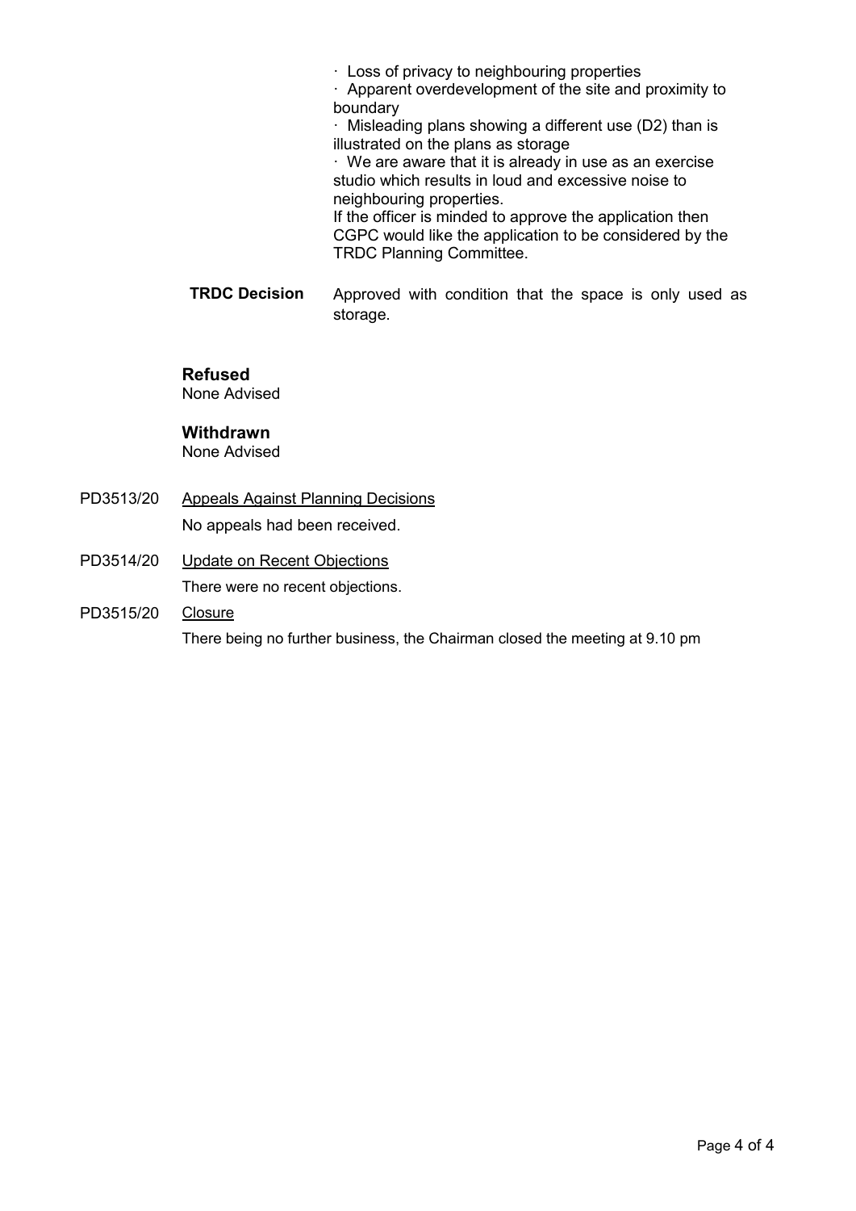· Loss of privacy to neighbouring properties

· Apparent overdevelopment of the site and proximity to boundary

· Misleading plans showing a different use (D2) than is illustrated on the plans as storage

· We are aware that it is already in use as an exercise studio which results in loud and excessive noise to neighbouring properties.

If the officer is minded to approve the application then CGPC would like the application to be considered by the TRDC Planning Committee.

**TRDC Decision** Approved with condition that the space is only used as storage.

**Refused**

None Advised

**Withdrawn**

None Advised

PD3513/20 Appeals Against Planning Decisions

No appeals had been received.

PD3514/20 Update on Recent Objections

There were no recent objections.

PD3515/20 Closure

There being no further business, the Chairman closed the meeting at 9.10 pm